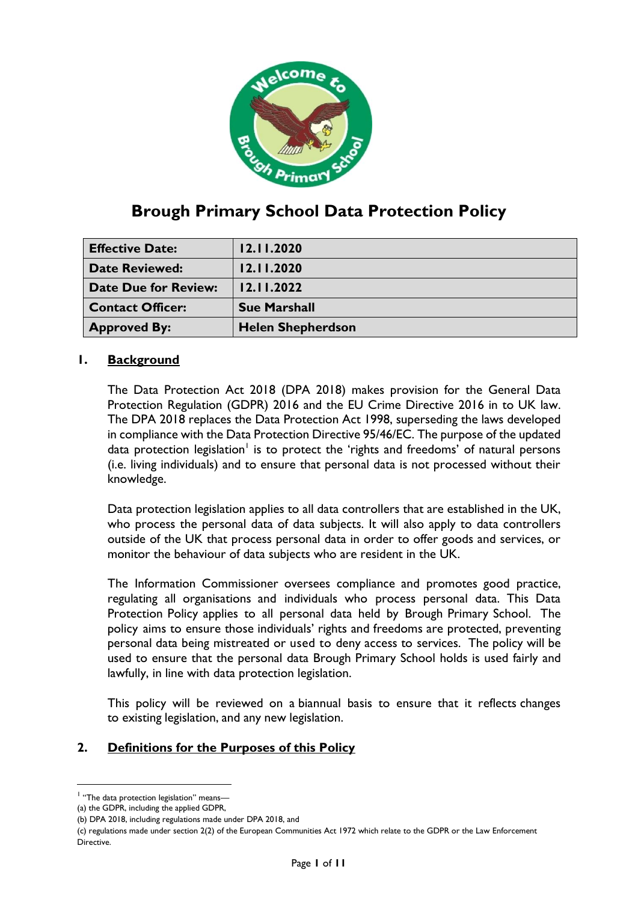# Brough Primary School Data Protection Policy

| Effective Date: | 12.11.2020 |
|---|---|
| Date Reviewed: | 12.11.2020 |
| Date Due for Review: | 12.11.2022 |
| Contact Officer: | Sue Marshall |
| Approved By: | Helen Shepherdson |

## 1. Background

The Data Protection Act 2018 (DPA 2018) makes provision for the General Data Protection Regulation (GDPR) 2016 and the EU Crime Directive 2016 in to UK law. The DPA 2018 replaces the Data Protection Act 1998, superseding the laws developed in compliance with the Data Protection Directive 95/46/EC. The purpose of the updated data protection legislation[1] is to protect the 'rights and freedoms' of natural persons (i.e. living individuals) and to ensure that personal data is not processed without their knowledge.

Data protection legislation applies to all data controllers that are established in the UK, who process the personal data of data subjects. It will also apply to data controllers outside of the UK that process personal data in order to offer goods and services, or monitor the behaviour of data subjects who are resident in the UK.

The Information Commissioner oversees compliance and promotes good practice, regulating all organisations and individuals who process personal data. This Data Protection Policy applies to all personal data held by Brough Primary School. The policy aims to ensure those individuals' rights and freedoms are protected, preventing personal data being mistreated or used to deny access to services. The policy will be used to ensure that the personal data Brough Primary School holds is used fairly and lawfully, in line with data protection legislation.

This policy will be reviewed on a biannual basis to ensure that it reflects changes to existing legislation, and any new legislation.

## 2. Definitions for the Purposes of this Policy

[1] "The data protection legislation" means—
(a) the GDPR, including the applied GDPR,
(b) DPA 2018, including regulations made under DPA 2018, and
(c) regulations made under section 2(2) of the European Communities Act 1972 which relate to the GDPR or the Law Enforcement Directive.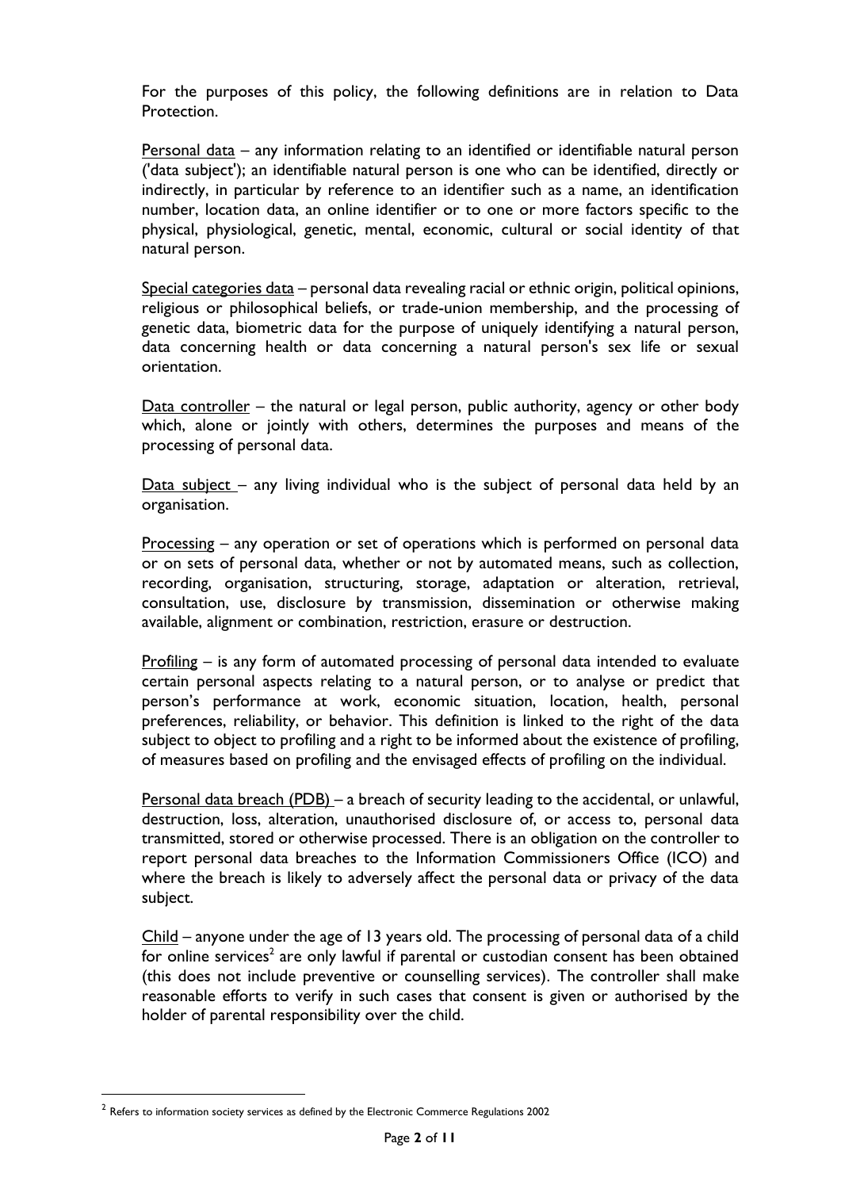For the purposes of this policy, the following definitions are in relation to Data Protection.

Personal data – any information relating to an identified or identifiable natural person ('data subject'); an identifiable natural person is one who can be identified, directly or indirectly, in particular by reference to an identifier such as a name, an identification number, location data, an online identifier or to one or more factors specific to the physical, physiological, genetic, mental, economic, cultural or social identity of that natural person.

Special categories data – personal data revealing racial or ethnic origin, political opinions, religious or philosophical beliefs, or trade-union membership, and the processing of genetic data, biometric data for the purpose of uniquely identifying a natural person, data concerning health or data concerning a natural person's sex life or sexual orientation.

Data controller – the natural or legal person, public authority, agency or other body which, alone or jointly with others, determines the purposes and means of the processing of personal data.

Data subject – any living individual who is the subject of personal data held by an organisation.

Processing – any operation or set of operations which is performed on personal data or on sets of personal data, whether or not by automated means, such as collection, recording, organisation, structuring, storage, adaptation or alteration, retrieval, consultation, use, disclosure by transmission, dissemination or otherwise making available, alignment or combination, restriction, erasure or destruction.

Profiling – is any form of automated processing of personal data intended to evaluate certain personal aspects relating to a natural person, or to analyse or predict that person's performance at work, economic situation, location, health, personal preferences, reliability, or behavior. This definition is linked to the right of the data subject to object to profiling and a right to be informed about the existence of profiling, of measures based on profiling and the envisaged effects of profiling on the individual.

Personal data breach (PDB) – a breach of security leading to the accidental, or unlawful, destruction, loss, alteration, unauthorised disclosure of, or access to, personal data transmitted, stored or otherwise processed. There is an obligation on the controller to report personal data breaches to the Information Commissioners Office (ICO) and where the breach is likely to adversely affect the personal data or privacy of the data subject.

Child – anyone under the age of 13 years old. The processing of personal data of a child for online services[2] are only lawful if parental or custodian consent has been obtained (this does not include preventive or counselling services). The controller shall make reasonable efforts to verify in such cases that consent is given or authorised by the holder of parental responsibility over the child.

[2] Refers to information society services as defined by the Electronic Commerce Regulations 2002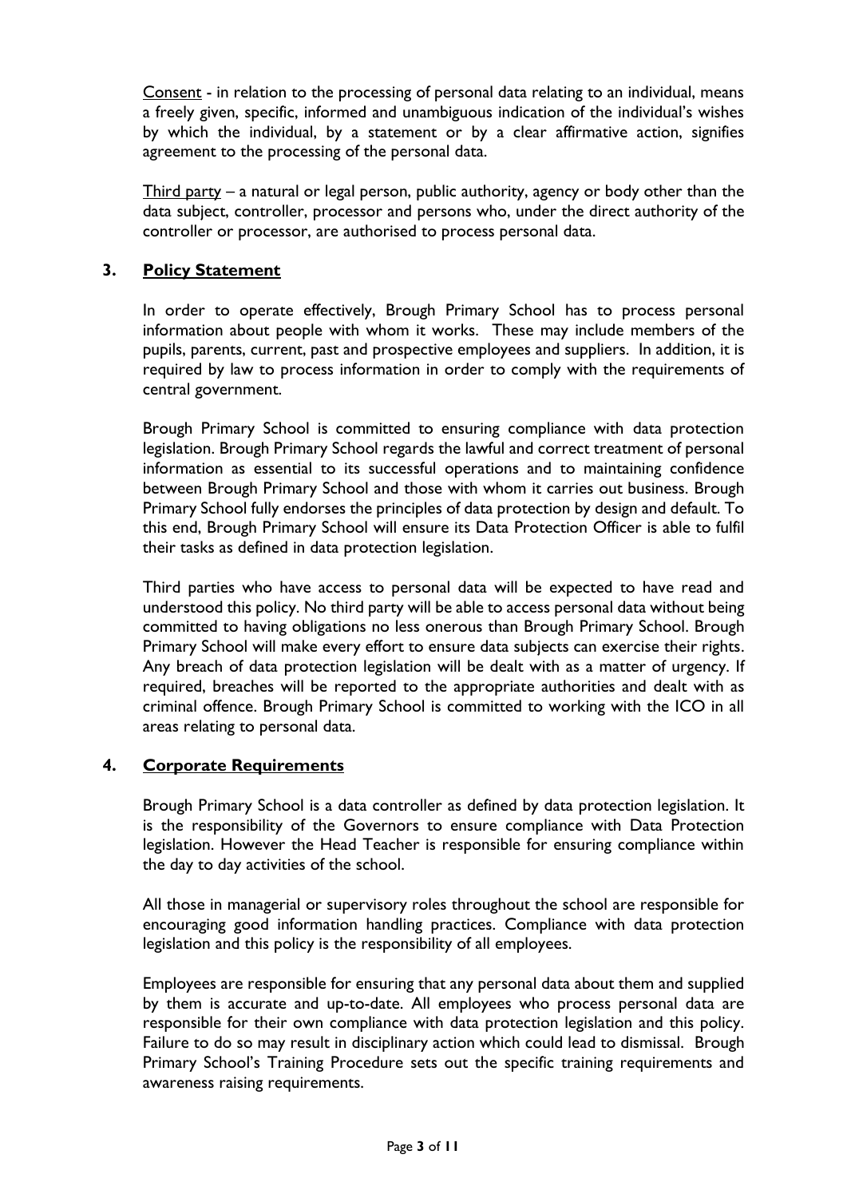<u>Consent</u> - in relation to the processing of personal data relating to an individual, means a freely given, specific, informed and unambiguous indication of the individual's wishes by which the individual, by a statement or by a clear affirmative action, signifies agreement to the processing of the personal data.

<u>Third party</u> – a natural or legal person, public authority, agency or body other than the data subject, controller, processor and persons who, under the direct authority of the controller or processor, are authorised to process personal data.

## 3. Policy Statement

In order to operate effectively, Brough Primary School has to process personal information about people with whom it works. These may include members of the pupils, parents, current, past and prospective employees and suppliers. In addition, it is required by law to process information in order to comply with the requirements of central government.

Brough Primary School is committed to ensuring compliance with data protection legislation. Brough Primary School regards the lawful and correct treatment of personal information as essential to its successful operations and to maintaining confidence between Brough Primary School and those with whom it carries out business. Brough Primary School fully endorses the principles of data protection by design and default. To this end, Brough Primary School will ensure its Data Protection Officer is able to fulfil their tasks as defined in data protection legislation.

Third parties who have access to personal data will be expected to have read and understood this policy. No third party will be able to access personal data without being committed to having obligations no less onerous than Brough Primary School. Brough Primary School will make every effort to ensure data subjects can exercise their rights. Any breach of data protection legislation will be dealt with as a matter of urgency. If required, breaches will be reported to the appropriate authorities and dealt with as criminal offence. Brough Primary School is committed to working with the ICO in all areas relating to personal data.

## 4. Corporate Requirements

Brough Primary School is a data controller as defined by data protection legislation. It is the responsibility of the Governors to ensure compliance with Data Protection legislation. However the Head Teacher is responsible for ensuring compliance within the day to day activities of the school.

All those in managerial or supervisory roles throughout the school are responsible for encouraging good information handling practices. Compliance with data protection legislation and this policy is the responsibility of all employees.

Employees are responsible for ensuring that any personal data about them and supplied by them is accurate and up-to-date. All employees who process personal data are responsible for their own compliance with data protection legislation and this policy. Failure to do so may result in disciplinary action which could lead to dismissal. Brough Primary School's Training Procedure sets out the specific training requirements and awareness raising requirements.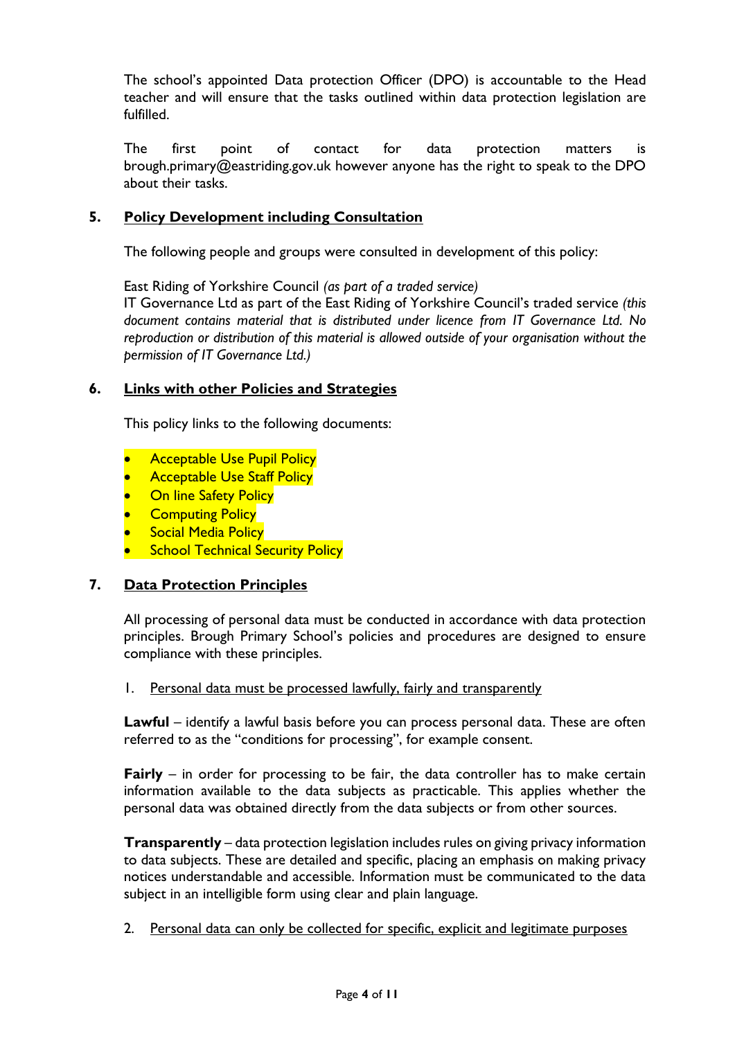The school's appointed Data protection Officer (DPO) is accountable to the Head teacher and will ensure that the tasks outlined within data protection legislation are fulfilled.

The first point of contact for data protection matters is brough.primary@eastriding.gov.uk however anyone has the right to speak to the DPO about their tasks.

## 5. Policy Development including Consultation

The following people and groups were consulted in development of this policy:

East Riding of Yorkshire Council *(as part of a traded service)*
IT Governance Ltd as part of the East Riding of Yorkshire Council's traded service *(this document contains material that is distributed under licence from IT Governance Ltd. No reproduction or distribution of this material is allowed outside of your organisation without the permission of IT Governance Ltd.)*

## 6. Links with other Policies and Strategies

This policy links to the following documents:

- Acceptable Use Pupil Policy
- Acceptable Use Staff Policy
- On line Safety Policy
- Computing Policy
- Social Media Policy
- School Technical Security Policy

## 7. Data Protection Principles

All processing of personal data must be conducted in accordance with data protection principles. Brough Primary School's policies and procedures are designed to ensure compliance with these principles.

1. Personal data must be processed lawfully, fairly and transparently

**Lawful** – identify a lawful basis before you can process personal data. These are often referred to as the "conditions for processing", for example consent.

**Fairly** – in order for processing to be fair, the data controller has to make certain information available to the data subjects as practicable. This applies whether the personal data was obtained directly from the data subjects or from other sources.

**Transparently** – data protection legislation includes rules on giving privacy information to data subjects. These are detailed and specific, placing an emphasis on making privacy notices understandable and accessible. Information must be communicated to the data subject in an intelligible form using clear and plain language.

2. Personal data can only be collected for specific, explicit and legitimate purposes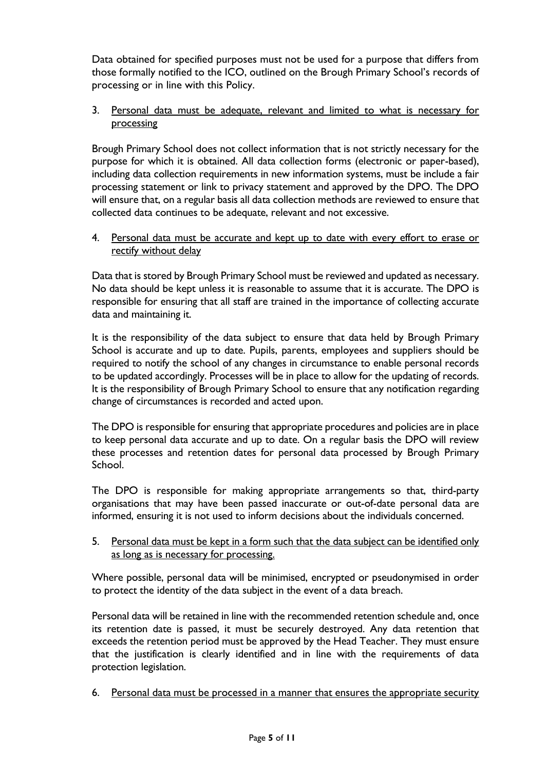Data obtained for specified purposes must not be used for a purpose that differs from those formally notified to the ICO, outlined on the Brough Primary School's records of processing or in line with this Policy.

3. <u>Personal data must be adequate, relevant and limited to what is necessary for processing</u>

Brough Primary School does not collect information that is not strictly necessary for the purpose for which it is obtained. All data collection forms (electronic or paper-based), including data collection requirements in new information systems, must be include a fair processing statement or link to privacy statement and approved by the DPO. The DPO will ensure that, on a regular basis all data collection methods are reviewed to ensure that collected data continues to be adequate, relevant and not excessive.

4. <u>Personal data must be accurate and kept up to date with every effort to erase or rectify without delay</u>

Data that is stored by Brough Primary School must be reviewed and updated as necessary. No data should be kept unless it is reasonable to assume that it is accurate. The DPO is responsible for ensuring that all staff are trained in the importance of collecting accurate data and maintaining it.

It is the responsibility of the data subject to ensure that data held by Brough Primary School is accurate and up to date. Pupils, parents, employees and suppliers should be required to notify the school of any changes in circumstance to enable personal records to be updated accordingly. Processes will be in place to allow for the updating of records. It is the responsibility of Brough Primary School to ensure that any notification regarding change of circumstances is recorded and acted upon.

The DPO is responsible for ensuring that appropriate procedures and policies are in place to keep personal data accurate and up to date. On a regular basis the DPO will review these processes and retention dates for personal data processed by Brough Primary School.

The DPO is responsible for making appropriate arrangements so that, third-party organisations that may have been passed inaccurate or out-of-date personal data are informed, ensuring it is not used to inform decisions about the individuals concerned.

5. <u>Personal data must be kept in a form such that the data subject can be identified only as long as is necessary for processing.</u>

Where possible, personal data will be minimised, encrypted or pseudonymised in order to protect the identity of the data subject in the event of a data breach.

Personal data will be retained in line with the recommended retention schedule and, once its retention date is passed, it must be securely destroyed. Any data retention that exceeds the retention period must be approved by the Head Teacher. They must ensure that the justification is clearly identified and in line with the requirements of data protection legislation.

6. <u>Personal data must be processed in a manner that ensures the appropriate security</u>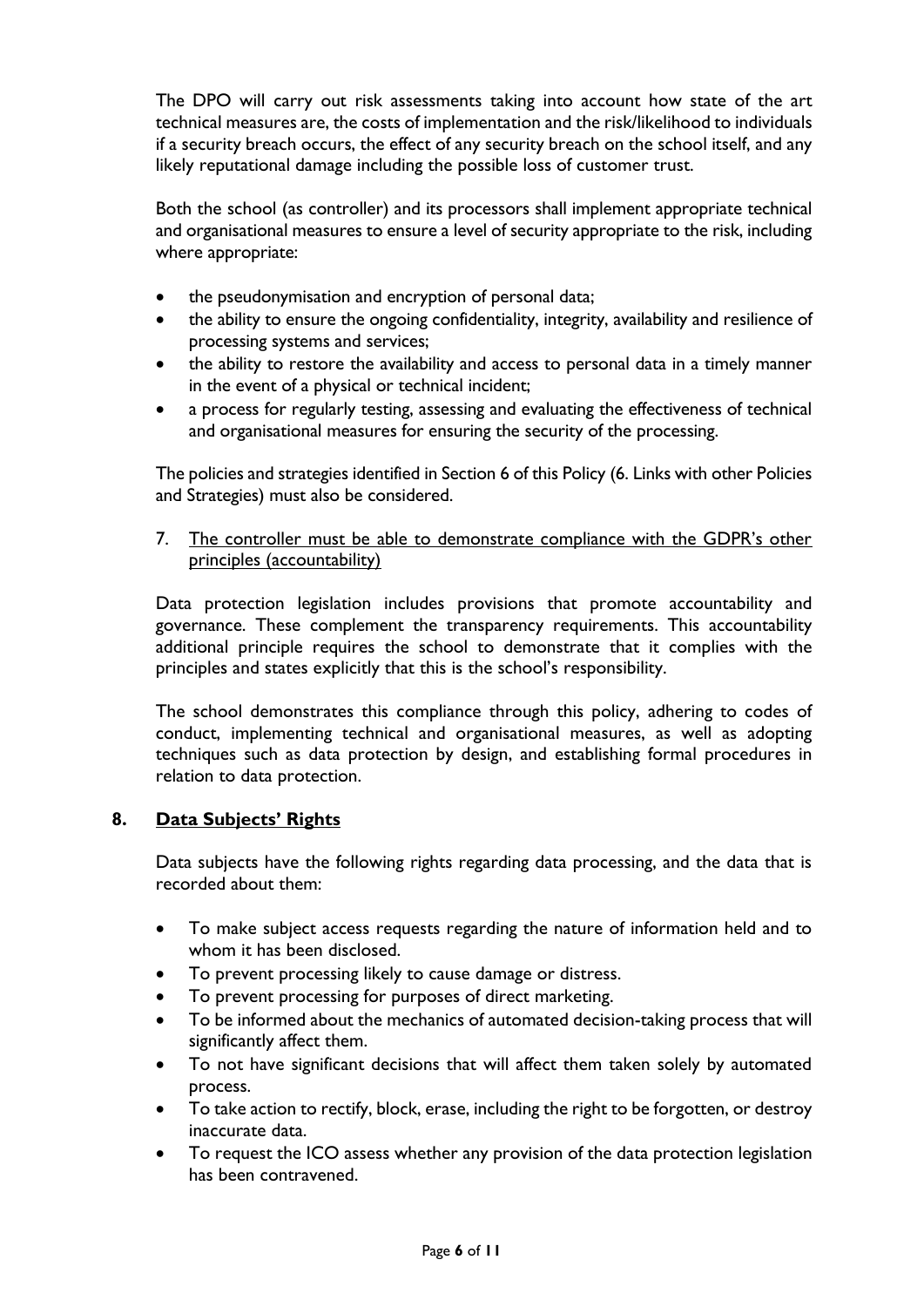The DPO will carry out risk assessments taking into account how state of the art technical measures are, the costs of implementation and the risk/likelihood to individuals if a security breach occurs, the effect of any security breach on the school itself, and any likely reputational damage including the possible loss of customer trust.

Both the school (as controller) and its processors shall implement appropriate technical and organisational measures to ensure a level of security appropriate to the risk, including where appropriate:

- the pseudonymisation and encryption of personal data;
- the ability to ensure the ongoing confidentiality, integrity, availability and resilience of processing systems and services;
- the ability to restore the availability and access to personal data in a timely manner in the event of a physical or technical incident;
- a process for regularly testing, assessing and evaluating the effectiveness of technical and organisational measures for ensuring the security of the processing.

The policies and strategies identified in Section 6 of this Policy (6. Links with other Policies and Strategies) must also be considered.

7. <u>The controller must be able to demonstrate compliance with the GDPR's other principles (accountability)</u>

Data protection legislation includes provisions that promote accountability and governance. These complement the transparency requirements. This accountability additional principle requires the school to demonstrate that it complies with the principles and states explicitly that this is the school's responsibility.

The school demonstrates this compliance through this policy, adhering to codes of conduct, implementing technical and organisational measures, as well as adopting techniques such as data protection by design, and establishing formal procedures in relation to data protection.

## 8. Data Subjects' Rights

Data subjects have the following rights regarding data processing, and the data that is recorded about them:

- To make subject access requests regarding the nature of information held and to whom it has been disclosed.
- To prevent processing likely to cause damage or distress.
- To prevent processing for purposes of direct marketing.
- To be informed about the mechanics of automated decision-taking process that will significantly affect them.
- To not have significant decisions that will affect them taken solely by automated process.
- To take action to rectify, block, erase, including the right to be forgotten, or destroy inaccurate data.
- To request the ICO assess whether any provision of the data protection legislation has been contravened.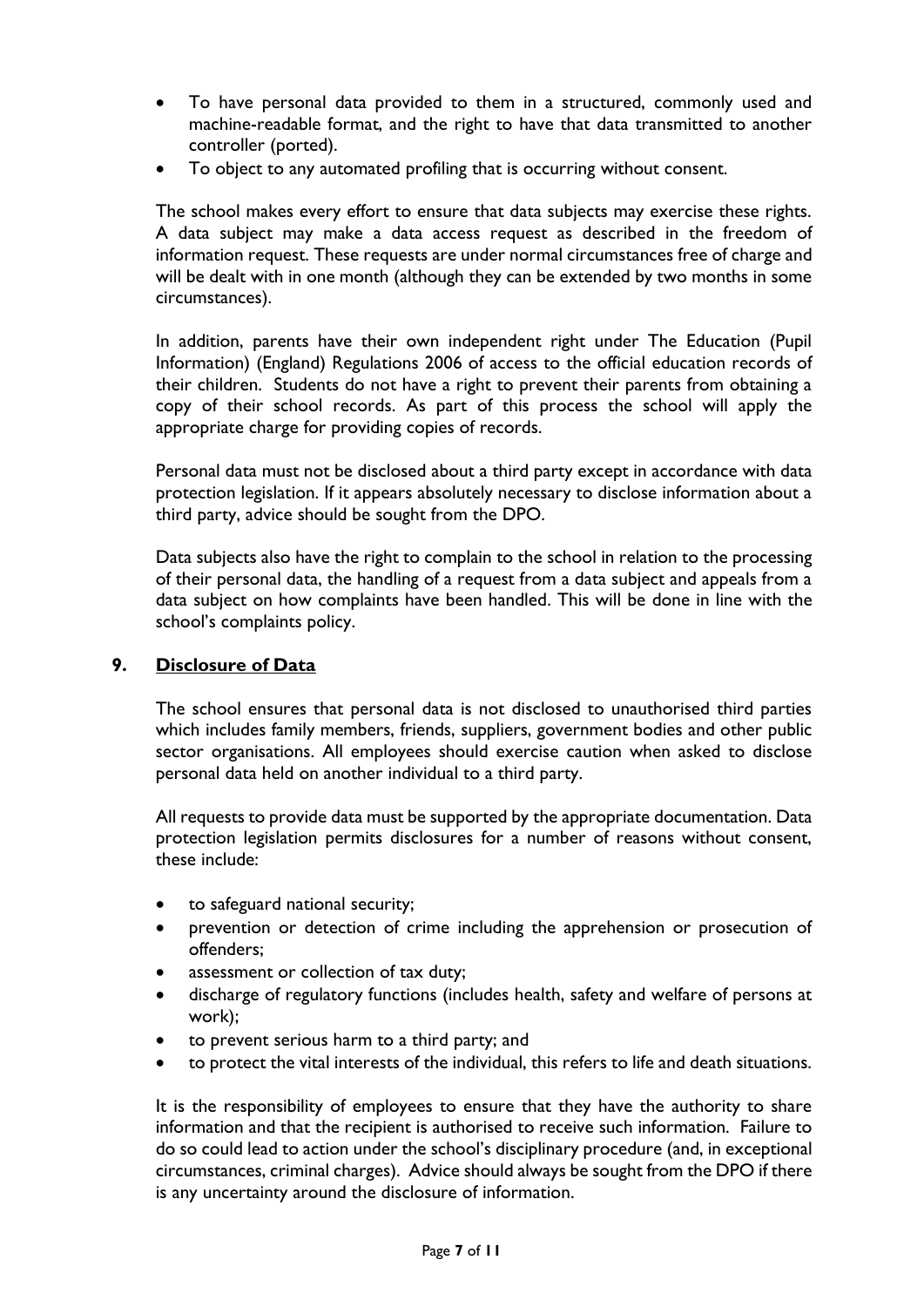- To have personal data provided to them in a structured, commonly used and machine-readable format, and the right to have that data transmitted to another controller (ported).
- To object to any automated profiling that is occurring without consent.

The school makes every effort to ensure that data subjects may exercise these rights. A data subject may make a data access request as described in the freedom of information request. These requests are under normal circumstances free of charge and will be dealt with in one month (although they can be extended by two months in some circumstances).

In addition, parents have their own independent right under The Education (Pupil Information) (England) Regulations 2006 of access to the official education records of their children. Students do not have a right to prevent their parents from obtaining a copy of their school records. As part of this process the school will apply the appropriate charge for providing copies of records.

Personal data must not be disclosed about a third party except in accordance with data protection legislation. If it appears absolutely necessary to disclose information about a third party, advice should be sought from the DPO.

Data subjects also have the right to complain to the school in relation to the processing of their personal data, the handling of a request from a data subject and appeals from a data subject on how complaints have been handled. This will be done in line with the school's complaints policy.

## 9. Disclosure of Data

The school ensures that personal data is not disclosed to unauthorised third parties which includes family members, friends, suppliers, government bodies and other public sector organisations. All employees should exercise caution when asked to disclose personal data held on another individual to a third party.

All requests to provide data must be supported by the appropriate documentation. Data protection legislation permits disclosures for a number of reasons without consent, these include:

- to safeguard national security;
- prevention or detection of crime including the apprehension or prosecution of offenders;
- assessment or collection of tax duty;
- discharge of regulatory functions (includes health, safety and welfare of persons at work);
- to prevent serious harm to a third party; and
- to protect the vital interests of the individual, this refers to life and death situations.

It is the responsibility of employees to ensure that they have the authority to share information and that the recipient is authorised to receive such information. Failure to do so could lead to action under the school's disciplinary procedure (and, in exceptional circumstances, criminal charges). Advice should always be sought from the DPO if there is any uncertainty around the disclosure of information.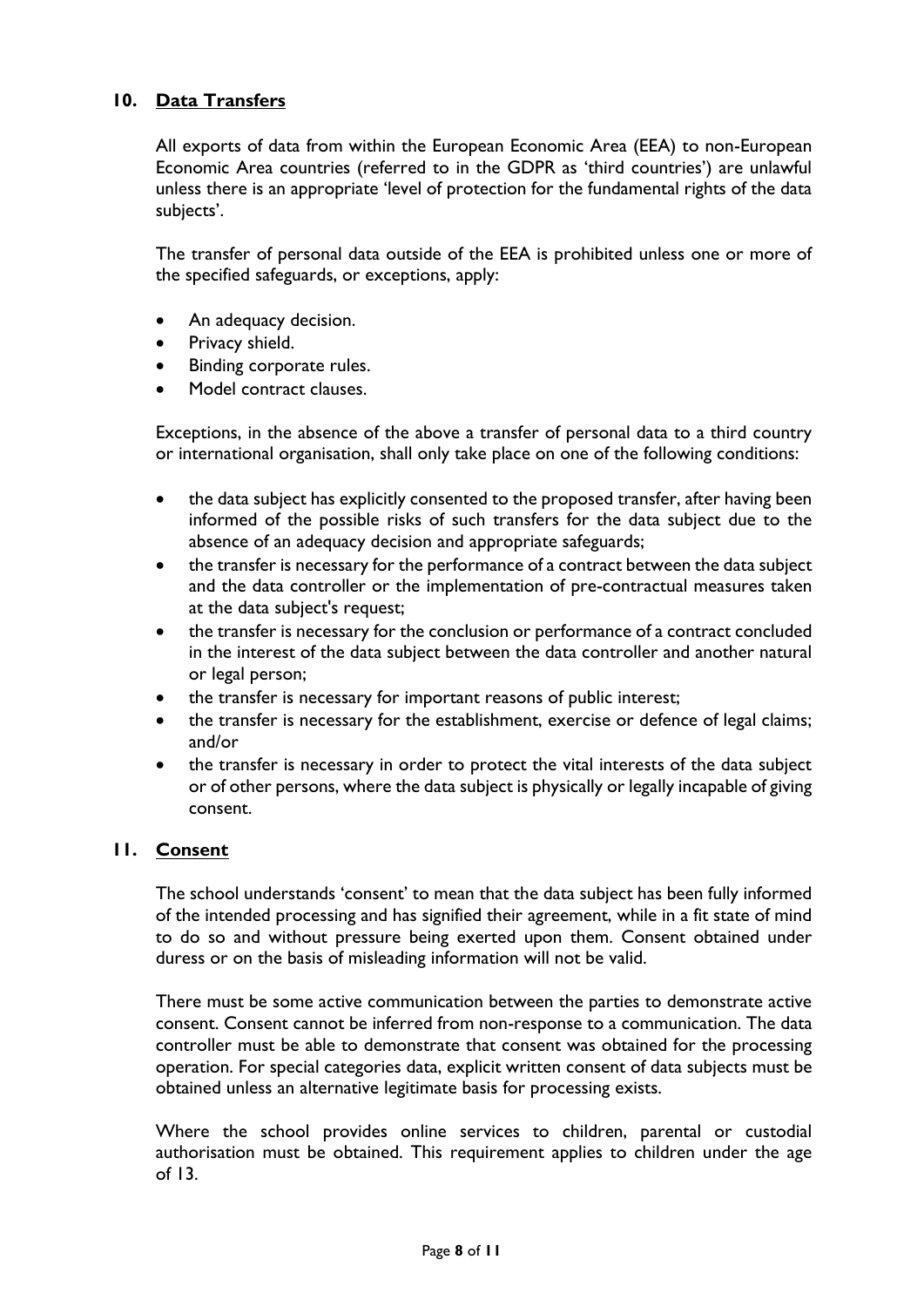## 10. Data Transfers

All exports of data from within the European Economic Area (EEA) to non-European Economic Area countries (referred to in the GDPR as 'third countries') are unlawful unless there is an appropriate 'level of protection for the fundamental rights of the data subjects'.

The transfer of personal data outside of the EEA is prohibited unless one or more of the specified safeguards, or exceptions, apply:

- An adequacy decision.
- Privacy shield.
- Binding corporate rules.
- Model contract clauses.

Exceptions, in the absence of the above a transfer of personal data to a third country or international organisation, shall only take place on one of the following conditions:

- the data subject has explicitly consented to the proposed transfer, after having been informed of the possible risks of such transfers for the data subject due to the absence of an adequacy decision and appropriate safeguards;
- the transfer is necessary for the performance of a contract between the data subject and the data controller or the implementation of pre-contractual measures taken at the data subject's request;
- the transfer is necessary for the conclusion or performance of a contract concluded in the interest of the data subject between the data controller and another natural or legal person;
- the transfer is necessary for important reasons of public interest;
- the transfer is necessary for the establishment, exercise or defence of legal claims; and/or
- the transfer is necessary in order to protect the vital interests of the data subject or of other persons, where the data subject is physically or legally incapable of giving consent.

## 11. Consent

The school understands 'consent' to mean that the data subject has been fully informed of the intended processing and has signified their agreement, while in a fit state of mind to do so and without pressure being exerted upon them. Consent obtained under duress or on the basis of misleading information will not be valid.

There must be some active communication between the parties to demonstrate active consent. Consent cannot be inferred from non-response to a communication. The data controller must be able to demonstrate that consent was obtained for the processing operation. For special categories data, explicit written consent of data subjects must be obtained unless an alternative legitimate basis for processing exists.

Where the school provides online services to children, parental or custodial authorisation must be obtained. This requirement applies to children under the age of 13.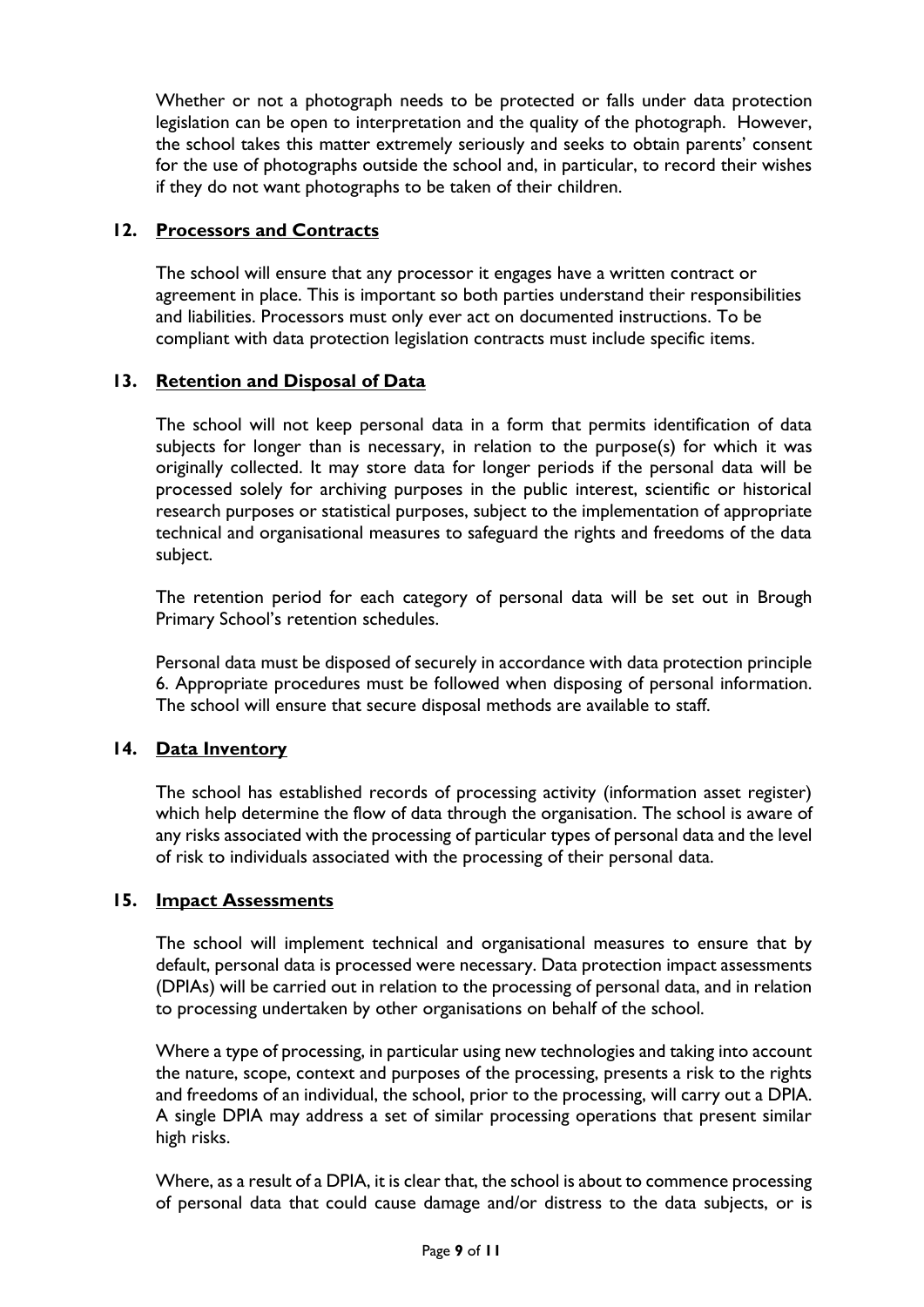Whether or not a photograph needs to be protected or falls under data protection legislation can be open to interpretation and the quality of the photograph. However, the school takes this matter extremely seriously and seeks to obtain parents' consent for the use of photographs outside the school and, in particular, to record their wishes if they do not want photographs to be taken of their children.

## 12. Processors and Contracts

The school will ensure that any processor it engages have a written contract or agreement in place. This is important so both parties understand their responsibilities and liabilities. Processors must only ever act on documented instructions. To be compliant with data protection legislation contracts must include specific items.

## 13. Retention and Disposal of Data

The school will not keep personal data in a form that permits identification of data subjects for longer than is necessary, in relation to the purpose(s) for which it was originally collected. It may store data for longer periods if the personal data will be processed solely for archiving purposes in the public interest, scientific or historical research purposes or statistical purposes, subject to the implementation of appropriate technical and organisational measures to safeguard the rights and freedoms of the data subject.

The retention period for each category of personal data will be set out in Brough Primary School's retention schedules.

Personal data must be disposed of securely in accordance with data protection principle 6. Appropriate procedures must be followed when disposing of personal information. The school will ensure that secure disposal methods are available to staff.

## 14. Data Inventory

The school has established records of processing activity (information asset register) which help determine the flow of data through the organisation. The school is aware of any risks associated with the processing of particular types of personal data and the level of risk to individuals associated with the processing of their personal data.

## 15. Impact Assessments

The school will implement technical and organisational measures to ensure that by default, personal data is processed were necessary. Data protection impact assessments (DPIAs) will be carried out in relation to the processing of personal data, and in relation to processing undertaken by other organisations on behalf of the school.

Where a type of processing, in particular using new technologies and taking into account the nature, scope, context and purposes of the processing, presents a risk to the rights and freedoms of an individual, the school, prior to the processing, will carry out a DPIA. A single DPIA may address a set of similar processing operations that present similar high risks.

Where, as a result of a DPIA, it is clear that, the school is about to commence processing of personal data that could cause damage and/or distress to the data subjects, or is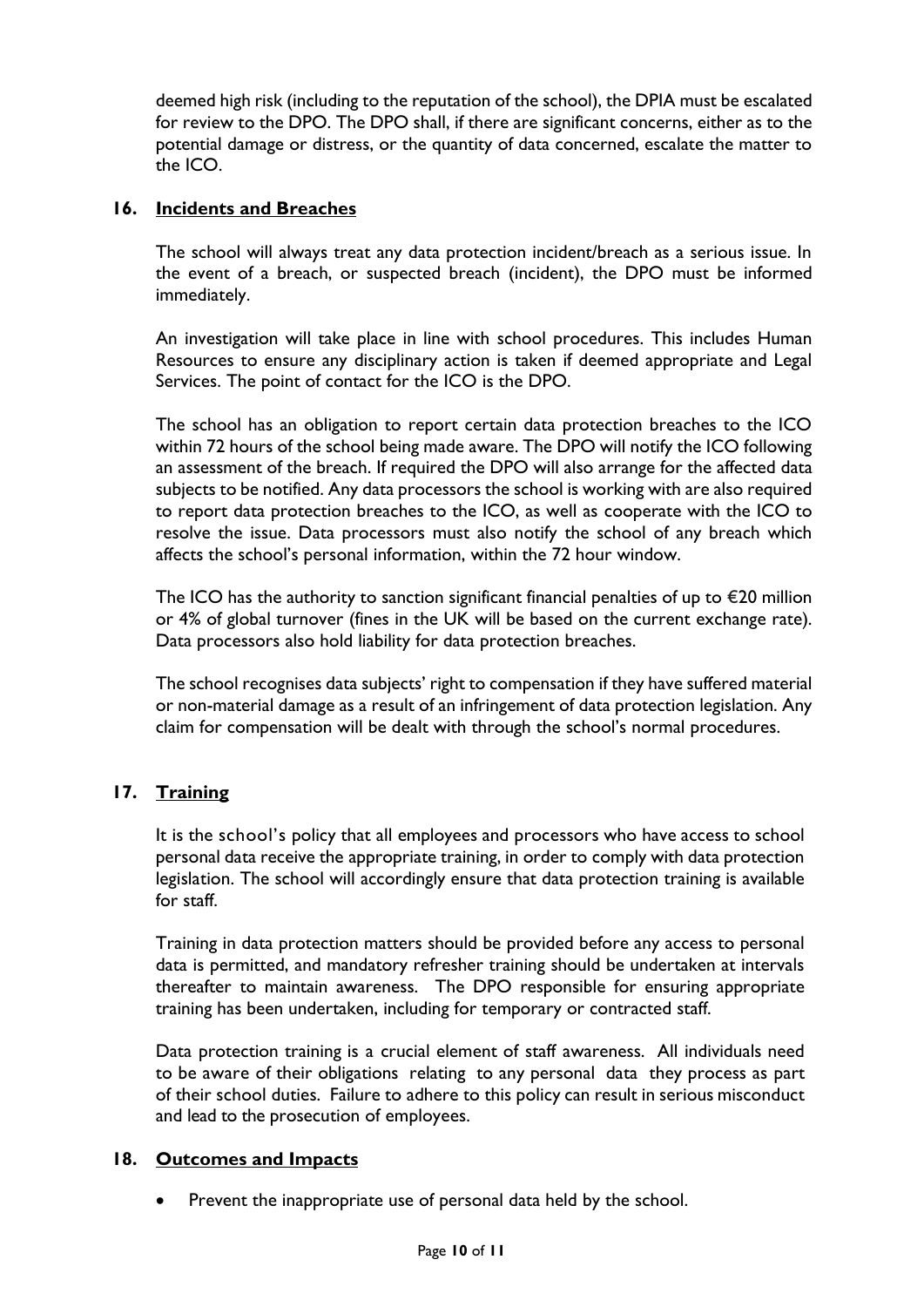deemed high risk (including to the reputation of the school), the DPIA must be escalated for review to the DPO. The DPO shall, if there are significant concerns, either as to the potential damage or distress, or the quantity of data concerned, escalate the matter to the ICO.

## 16. Incidents and Breaches

The school will always treat any data protection incident/breach as a serious issue. In the event of a breach, or suspected breach (incident), the DPO must be informed immediately.

An investigation will take place in line with school procedures. This includes Human Resources to ensure any disciplinary action is taken if deemed appropriate and Legal Services. The point of contact for the ICO is the DPO.

The school has an obligation to report certain data protection breaches to the ICO within 72 hours of the school being made aware. The DPO will notify the ICO following an assessment of the breach. If required the DPO will also arrange for the affected data subjects to be notified. Any data processors the school is working with are also required to report data protection breaches to the ICO, as well as cooperate with the ICO to resolve the issue. Data processors must also notify the school of any breach which affects the school's personal information, within the 72 hour window.

The ICO has the authority to sanction significant financial penalties of up to €20 million or 4% of global turnover (fines in the UK will be based on the current exchange rate). Data processors also hold liability for data protection breaches.

The school recognises data subjects' right to compensation if they have suffered material or non-material damage as a result of an infringement of data protection legislation. Any claim for compensation will be dealt with through the school's normal procedures.

## 17. Training

It is the school's policy that all employees and processors who have access to school personal data receive the appropriate training, in order to comply with data protection legislation. The school will accordingly ensure that data protection training is available for staff.

Training in data protection matters should be provided before any access to personal data is permitted, and mandatory refresher training should be undertaken at intervals thereafter to maintain awareness. The DPO responsible for ensuring appropriate training has been undertaken, including for temporary or contracted staff.

Data protection training is a crucial element of staff awareness. All individuals need to be aware of their obligations relating to any personal data they process as part of their school duties. Failure to adhere to this policy can result in serious misconduct and lead to the prosecution of employees.

## 18. Outcomes and Impacts

- Prevent the inappropriate use of personal data held by the school.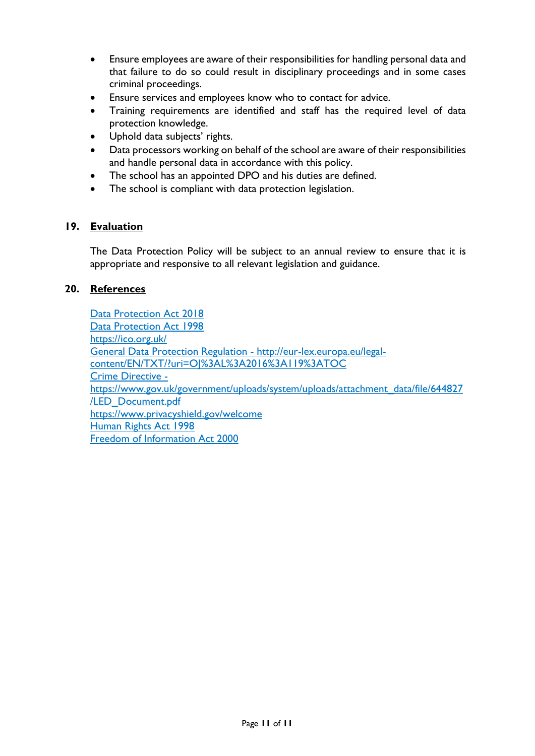- Ensure employees are aware of their responsibilities for handling personal data and that failure to do so could result in disciplinary proceedings and in some cases criminal proceedings.
- Ensure services and employees know who to contact for advice.
- Training requirements are identified and staff has the required level of data protection knowledge.
- Uphold data subjects' rights.
- Data processors working on behalf of the school are aware of their responsibilities and handle personal data in accordance with this policy.
- The school has an appointed DPO and his duties are defined.
- The school is compliant with data protection legislation.

## 19. Evaluation

The Data Protection Policy will be subject to an annual review to ensure that it is appropriate and responsive to all relevant legislation and guidance.

## 20. References

Data Protection Act 2018
Data Protection Act 1998
https://ico.org.uk/
General Data Protection Regulation - http://eur-lex.europa.eu/legal-content/EN/TXT/?uri=OJ%3AL%3A2016%3A119%3ATOC
Crime Directive - https://www.gov.uk/government/uploads/system/uploads/attachment_data/file/644827/LED_Document.pdf
https://www.privacyshield.gov/welcome
Human Rights Act 1998
Freedom of Information Act 2000